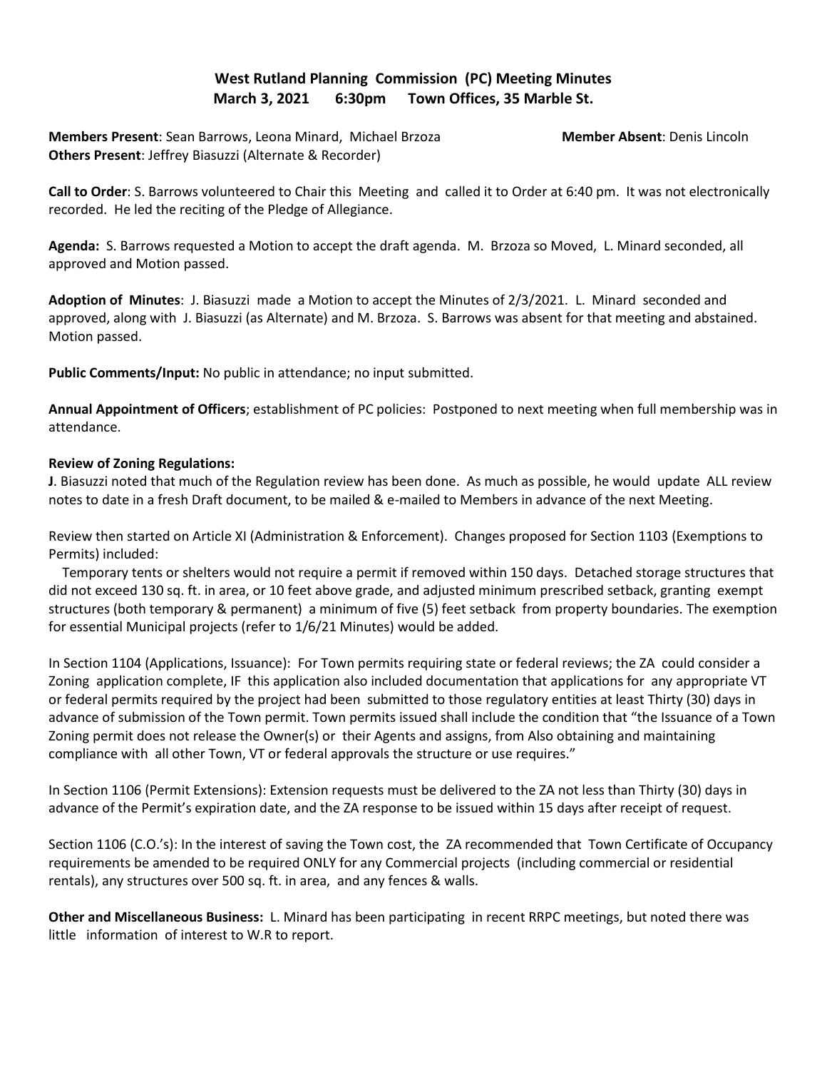# West Rutland Planning Commission (PC) Meeting Minutes
## March 3, 2021 6:30pm Town Offices, 35 Marble St.

**Members Present**: Sean Barrows, Leona Minard, Michael Brzoza **Member Absent**: Denis Lincoln
**Others Present**: Jeffrey Biasuzzi (Alternate & Recorder)

**Call to Order**: S. Barrows volunteered to Chair this Meeting and called it to Order at 6:40 pm. It was not electronically recorded. He led the reciting of the Pledge of Allegiance.

**Agenda:** S. Barrows requested a Motion to accept the draft agenda. M. Brzoza so Moved, L. Minard seconded, all approved and Motion passed.

**Adoption of Minutes**: J. Biasuzzi made a Motion to accept the Minutes of 2/3/2021. L. Minard seconded and approved, along with J. Biasuzzi (as Alternate) and M. Brzoza. S. Barrows was absent for that meeting and abstained. Motion passed.

**Public Comments/Input:** No public in attendance; no input submitted.

**Annual Appointment of Officers**; establishment of PC policies: Postponed to next meeting when full membership was in attendance.

**Review of Zoning Regulations:**

**J**. Biasuzzi noted that much of the Regulation review has been done. As much as possible, he would update ALL review notes to date in a fresh Draft document, to be mailed & e-mailed to Members in advance of the next Meeting.

Review then started on Article XI (Administration & Enforcement). Changes proposed for Section 1103 (Exemptions to Permits) included:

Temporary tents or shelters would not require a permit if removed within 150 days. Detached storage structures that did not exceed 130 sq. ft. in area, or 10 feet above grade, and adjusted minimum prescribed setback, granting exempt structures (both temporary & permanent) a minimum of five (5) feet setback from property boundaries. The exemption for essential Municipal projects (refer to 1/6/21 Minutes) would be added.

In Section 1104 (Applications, Issuance): For Town permits requiring state or federal reviews; the ZA could consider a Zoning application complete, IF this application also included documentation that applications for any appropriate VT or federal permits required by the project had been submitted to those regulatory entities at least Thirty (30) days in advance of submission of the Town permit. Town permits issued shall include the condition that "the Issuance of a Town Zoning permit does not release the Owner(s) or their Agents and assigns, from Also obtaining and maintaining compliance with all other Town, VT or federal approvals the structure or use requires."

In Section 1106 (Permit Extensions): Extension requests must be delivered to the ZA not less than Thirty (30) days in advance of the Permit's expiration date, and the ZA response to be issued within 15 days after receipt of request.

Section 1106 (C.O.'s): In the interest of saving the Town cost, the ZA recommended that Town Certificate of Occupancy requirements be amended to be required ONLY for any Commercial projects (including commercial or residential rentals), any structures over 500 sq. ft. in area, and any fences & walls.

**Other and Miscellaneous Business:** L. Minard has been participating in recent RRPC meetings, but noted there was little information of interest to W.R to report.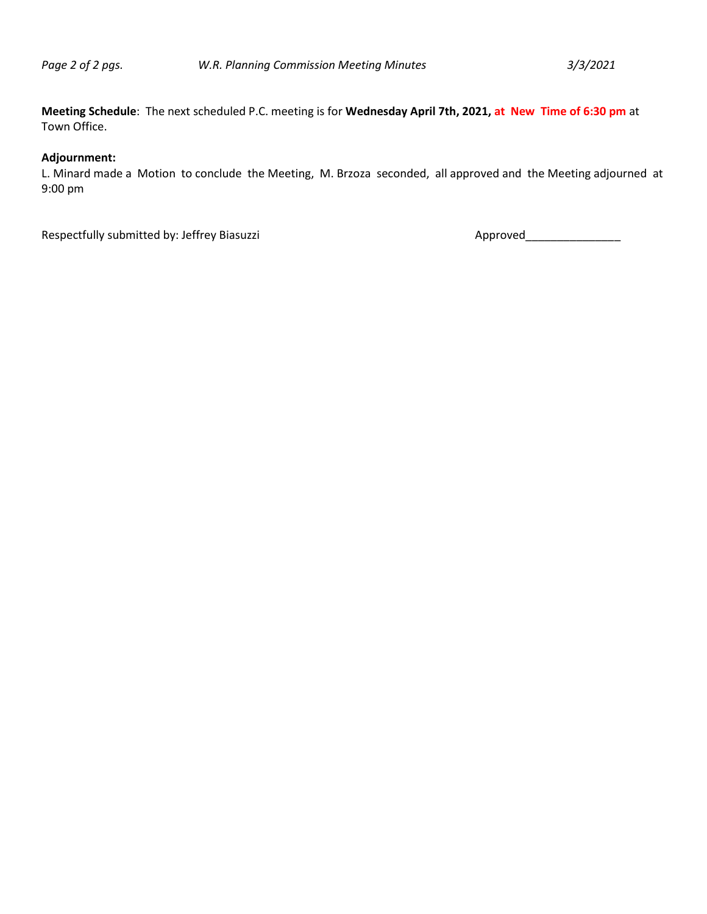**Meeting Schedule**: The next scheduled P.C. meeting is for **Wednesday April 7th, 2021, at New Time of 6:30 pm** at Town Office.

**Adjournment:**

L. Minard made a Motion to conclude the Meeting, M. Brzoza seconded, all approved and the Meeting adjourned at 9:00 pm

Respectfully submitted by: Jeffrey Biasuzzi

Approved_______________